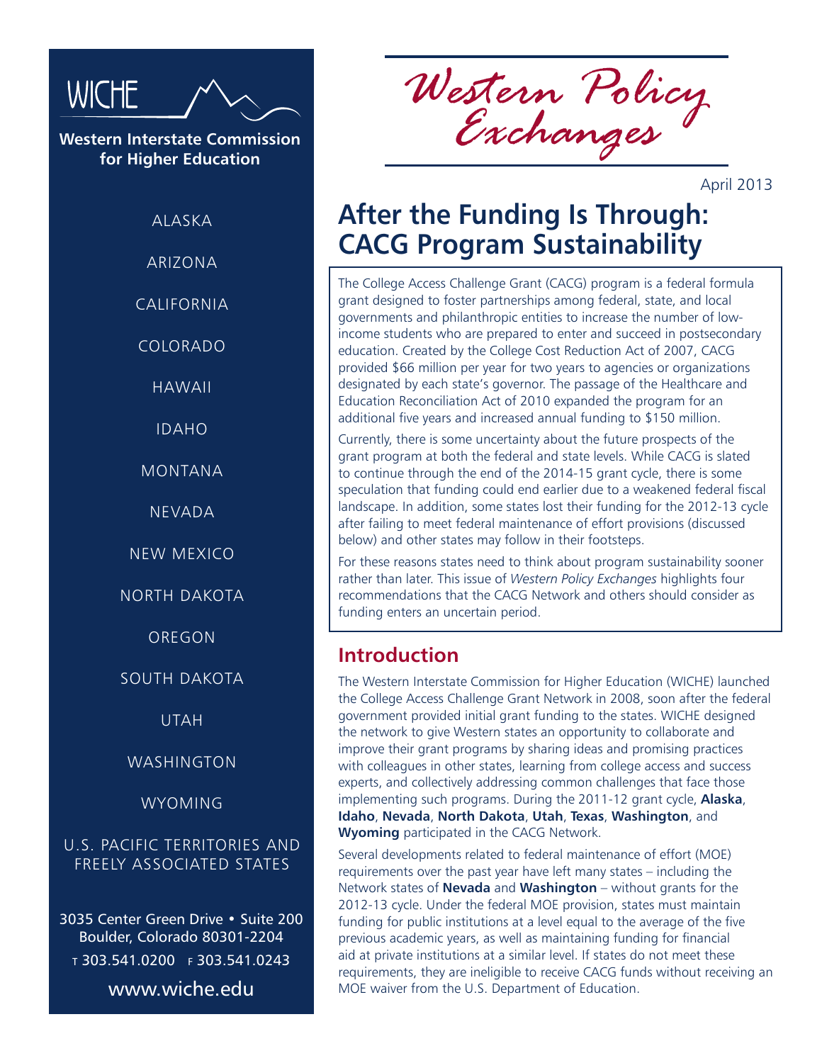WICHE

**Western Interstate Commission for Higher Education**

ALASKA

ARIZONA

CALIFORNIA

COLORADO

HAWAII

IDAHO

MONTANA

NEVADA

NEW MEXICO

NORTH DAKOTA

OREGON

SOUTH DAKOTA

UTAH

WASHINGTON

WYOMING

U.S. PACIFIC TERRITORIES AND FREELY ASSOCIATED STATES

3035 Center Green Drive • Suite 200
Boulder, Colorado 80301-2204
T 303.541.0200 F 303.541.0243
www.wiche.edu

*Western Policy Exchanges*

April 2013

# After the Funding Is Through: CACG Program Sustainability

The College Access Challenge Grant (CACG) program is a federal formula grant designed to foster partnerships among federal, state, and local governments and philanthropic entities to increase the number of low-income students who are prepared to enter and succeed in postsecondary education. Created by the College Cost Reduction Act of 2007, CACG provided $66 million per year for two years to agencies or organizations designated by each state's governor. The passage of the Healthcare and Education Reconciliation Act of 2010 expanded the program for an additional five years and increased annual funding to $150 million.

Currently, there is some uncertainty about the future prospects of the grant program at both the federal and state levels. While CACG is slated to continue through the end of the 2014-15 grant cycle, there is some speculation that funding could end earlier due to a weakened federal fiscal landscape. In addition, some states lost their funding for the 2012-13 cycle after failing to meet federal maintenance of effort provisions (discussed below) and other states may follow in their footsteps.

For these reasons states need to think about program sustainability sooner rather than later. This issue of *Western Policy Exchanges* highlights four recommendations that the CACG Network and others should consider as funding enters an uncertain period.

## Introduction

The Western Interstate Commission for Higher Education (WICHE) launched the College Access Challenge Grant Network in 2008, soon after the federal government provided initial grant funding to the states. WICHE designed the network to give Western states an opportunity to collaborate and improve their grant programs by sharing ideas and promising practices with colleagues in other states, learning from college access and success experts, and collectively addressing common challenges that face those implementing such programs. During the 2011-12 grant cycle, **Alaska**, **Idaho**, **Nevada**, **North Dakota**, **Utah**, **Texas**, **Washington**, and **Wyoming** participated in the CACG Network.

Several developments related to federal maintenance of effort (MOE) requirements over the past year have left many states – including the Network states of **Nevada** and **Washington** – without grants for the 2012-13 cycle. Under the federal MOE provision, states must maintain funding for public institutions at a level equal to the average of the five previous academic years, as well as maintaining funding for financial aid at private institutions at a similar level. If states do not meet these requirements, they are ineligible to receive CACG funds without receiving an MOE waiver from the U.S. Department of Education.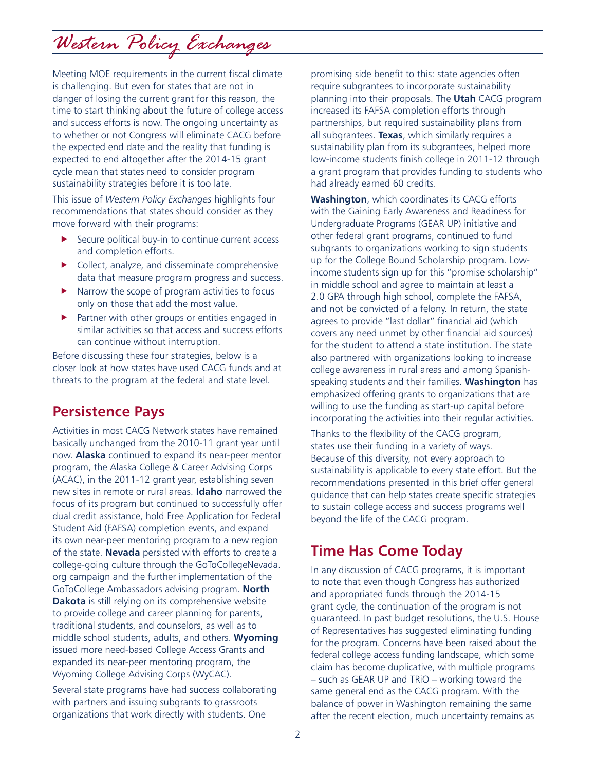Meeting MOE requirements in the current fiscal climate is challenging. But even for states that are not in danger of losing the current grant for this reason, the time to start thinking about the future of college access and success efforts is now. The ongoing uncertainty as to whether or not Congress will eliminate CACG before the expected end date and the reality that funding is expected to end altogether after the 2014-15 grant cycle mean that states need to consider program sustainability strategies before it is too late.

This issue of *Western Policy Exchanges* highlights four recommendations that states should consider as they move forward with their programs:

- Secure political buy-in to continue current access and completion efforts.
- Collect, analyze, and disseminate comprehensive data that measure program progress and success.
- Narrow the scope of program activities to focus only on those that add the most value.
- Partner with other groups or entities engaged in similar activities so that access and success efforts can continue without interruption.

Before discussing these four strategies, below is a closer look at how states have used CACG funds and at threats to the program at the federal and state level.

## Persistence Pays

Activities in most CACG Network states have remained basically unchanged from the 2010-11 grant year until now. **Alaska** continued to expand its near-peer mentor program, the Alaska College & Career Advising Corps (ACAC), in the 2011-12 grant year, establishing seven new sites in remote or rural areas. **Idaho** narrowed the focus of its program but continued to successfully offer dual credit assistance, hold Free Application for Federal Student Aid (FAFSA) completion events, and expand its own near-peer mentoring program to a new region of the state. **Nevada** persisted with efforts to create a college-going culture through the GoToCollegeNevada.org campaign and the further implementation of the GoToCollege Ambassadors advising program. **North Dakota** is still relying on its comprehensive website to provide college and career planning for parents, traditional students, and counselors, as well as to middle school students, adults, and others. **Wyoming** issued more need-based College Access Grants and expanded its near-peer mentoring program, the Wyoming College Advising Corps (WyCAC).

Several state programs have had success collaborating with partners and issuing subgrants to grassroots organizations that work directly with students. One promising side benefit to this: state agencies often require subgrantees to incorporate sustainability planning into their proposals. The **Utah** CACG program increased its FAFSA completion efforts through partnerships, but required sustainability plans from all subgrantees. **Texas**, which similarly requires a sustainability plan from its subgrantees, helped more low-income students finish college in 2011-12 through a grant program that provides funding to students who had already earned 60 credits.

**Washington**, which coordinates its CACG efforts with the Gaining Early Awareness and Readiness for Undergraduate Programs (GEAR UP) initiative and other federal grant programs, continued to fund subgrants to organizations working to sign students up for the College Bound Scholarship program. Low-income students sign up for this "promise scholarship" in middle school and agree to maintain at least a 2.0 GPA through high school, complete the FAFSA, and not be convicted of a felony. In return, the state agrees to provide "last dollar" financial aid (which covers any need unmet by other financial aid sources) for the student to attend a state institution. The state also partnered with organizations looking to increase college awareness in rural areas and among Spanish-speaking students and their families. **Washington** has emphasized offering grants to organizations that are willing to use the funding as start-up capital before incorporating the activities into their regular activities.

Thanks to the flexibility of the CACG program, states use their funding in a variety of ways. Because of this diversity, not every approach to sustainability is applicable to every state effort. But the recommendations presented in this brief offer general guidance that can help states create specific strategies to sustain college access and success programs well beyond the life of the CACG program.

## Time Has Come Today

In any discussion of CACG programs, it is important to note that even though Congress has authorized and appropriated funds through the 2014-15 grant cycle, the continuation of the program is not guaranteed. In past budget resolutions, the U.S. House of Representatives has suggested eliminating funding for the program. Concerns have been raised about the federal college access funding landscape, which some claim has become duplicative, with multiple programs – such as GEAR UP and TRiO – working toward the same general end as the CACG program. With the balance of power in Washington remaining the same after the recent election, much uncertainty remains as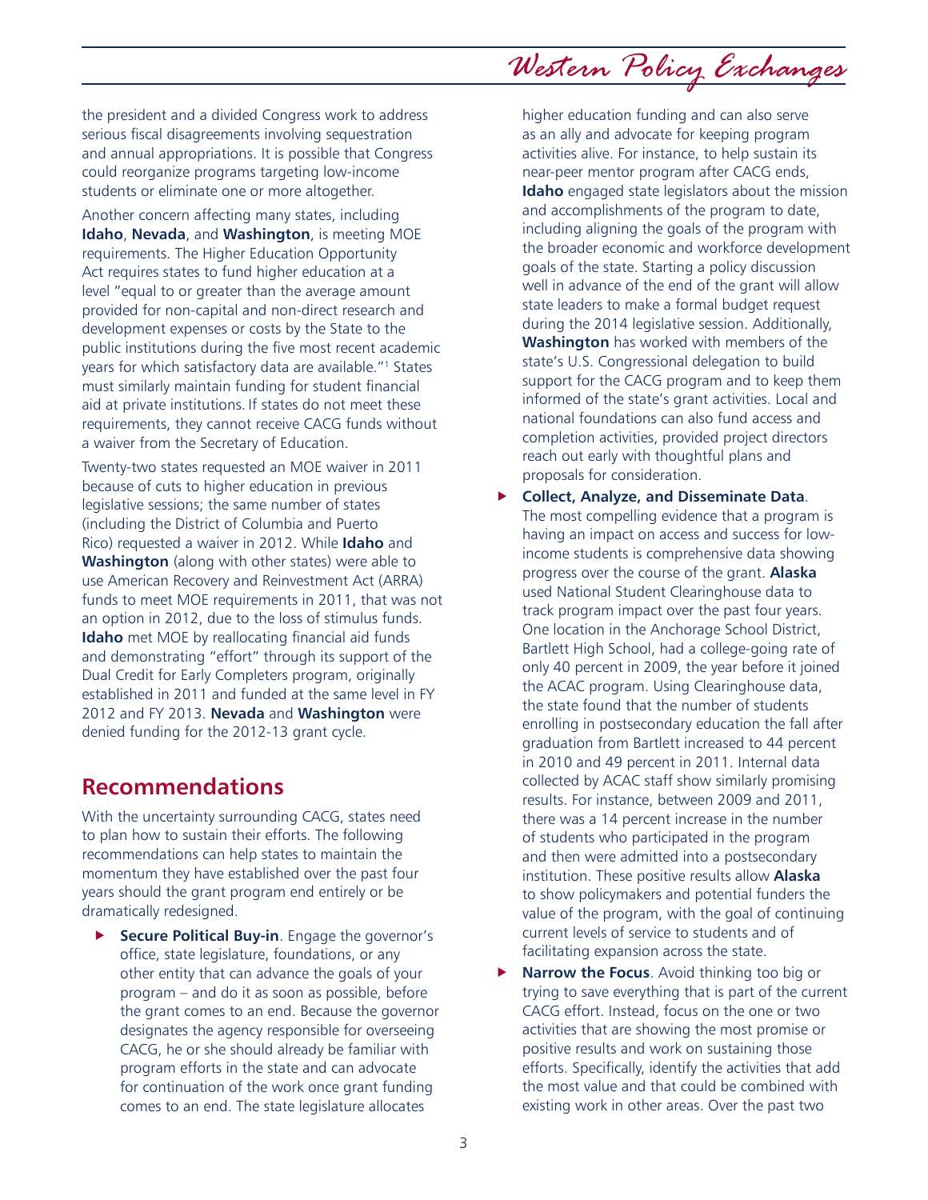the president and a divided Congress work to address serious fiscal disagreements involving sequestration and annual appropriations. It is possible that Congress could reorganize programs targeting low-income students or eliminate one or more altogether.

Another concern affecting many states, including **Idaho**, **Nevada**, and **Washington**, is meeting MOE requirements. The Higher Education Opportunity Act requires states to fund higher education at a level "equal to or greater than the average amount provided for non-capital and non-direct research and development expenses or costs by the State to the public institutions during the five most recent academic years for which satisfactory data are available."[1] States must similarly maintain funding for student financial aid at private institutions. If states do not meet these requirements, they cannot receive CACG funds without a waiver from the Secretary of Education.

Twenty-two states requested an MOE waiver in 2011 because of cuts to higher education in previous legislative sessions; the same number of states (including the District of Columbia and Puerto Rico) requested a waiver in 2012. While **Idaho** and **Washington** (along with other states) were able to use American Recovery and Reinvestment Act (ARRA) funds to meet MOE requirements in 2011, that was not an option in 2012, due to the loss of stimulus funds. **Idaho** met MOE by reallocating financial aid funds and demonstrating "effort" through its support of the Dual Credit for Early Completers program, originally established in 2011 and funded at the same level in FY 2012 and FY 2013. **Nevada** and **Washington** were denied funding for the 2012-13 grant cycle.

## Recommendations

With the uncertainty surrounding CACG, states need to plan how to sustain their efforts. The following recommendations can help states to maintain the momentum they have established over the past four years should the grant program end entirely or be dramatically redesigned.

- **Secure Political Buy-in**. Engage the governor's office, state legislature, foundations, or any other entity that can advance the goals of your program – and do it as soon as possible, before the grant comes to an end. Because the governor designates the agency responsible for overseeing CACG, he or she should already be familiar with program efforts in the state and can advocate for continuation of the work once grant funding comes to an end. The state legislature allocates higher education funding and can also serve as an ally and advocate for keeping program activities alive. For instance, to help sustain its near-peer mentor program after CACG ends, **Idaho** engaged state legislators about the mission and accomplishments of the program to date, including aligning the goals of the program with the broader economic and workforce development goals of the state. Starting a policy discussion well in advance of the end of the grant will allow state leaders to make a formal budget request during the 2014 legislative session. Additionally, **Washington** has worked with members of the state's U.S. Congressional delegation to build support for the CACG program and to keep them informed of the state's grant activities. Local and national foundations can also fund access and completion activities, provided project directors reach out early with thoughtful plans and proposals for consideration.
- **Collect, Analyze, and Disseminate Data**. The most compelling evidence that a program is having an impact on access and success for low-income students is comprehensive data showing progress over the course of the grant. **Alaska** used National Student Clearinghouse data to track program impact over the past four years. One location in the Anchorage School District, Bartlett High School, had a college-going rate of only 40 percent in 2009, the year before it joined the ACAC program. Using Clearinghouse data, the state found that the number of students enrolling in postsecondary education the fall after graduation from Bartlett increased to 44 percent in 2010 and 49 percent in 2011. Internal data collected by ACAC staff show similarly promising results. For instance, between 2009 and 2011, there was a 14 percent increase in the number of students who participated in the program and then were admitted into a postsecondary institution. These positive results allow **Alaska** to show policymakers and potential funders the value of the program, with the goal of continuing current levels of service to students and of facilitating expansion across the state.
- **Narrow the Focus**. Avoid thinking too big or trying to save everything that is part of the current CACG effort. Instead, focus on the one or two activities that are showing the most promise or positive results and work on sustaining those efforts. Specifically, identify the activities that add the most value and that could be combined with existing work in other areas. Over the past two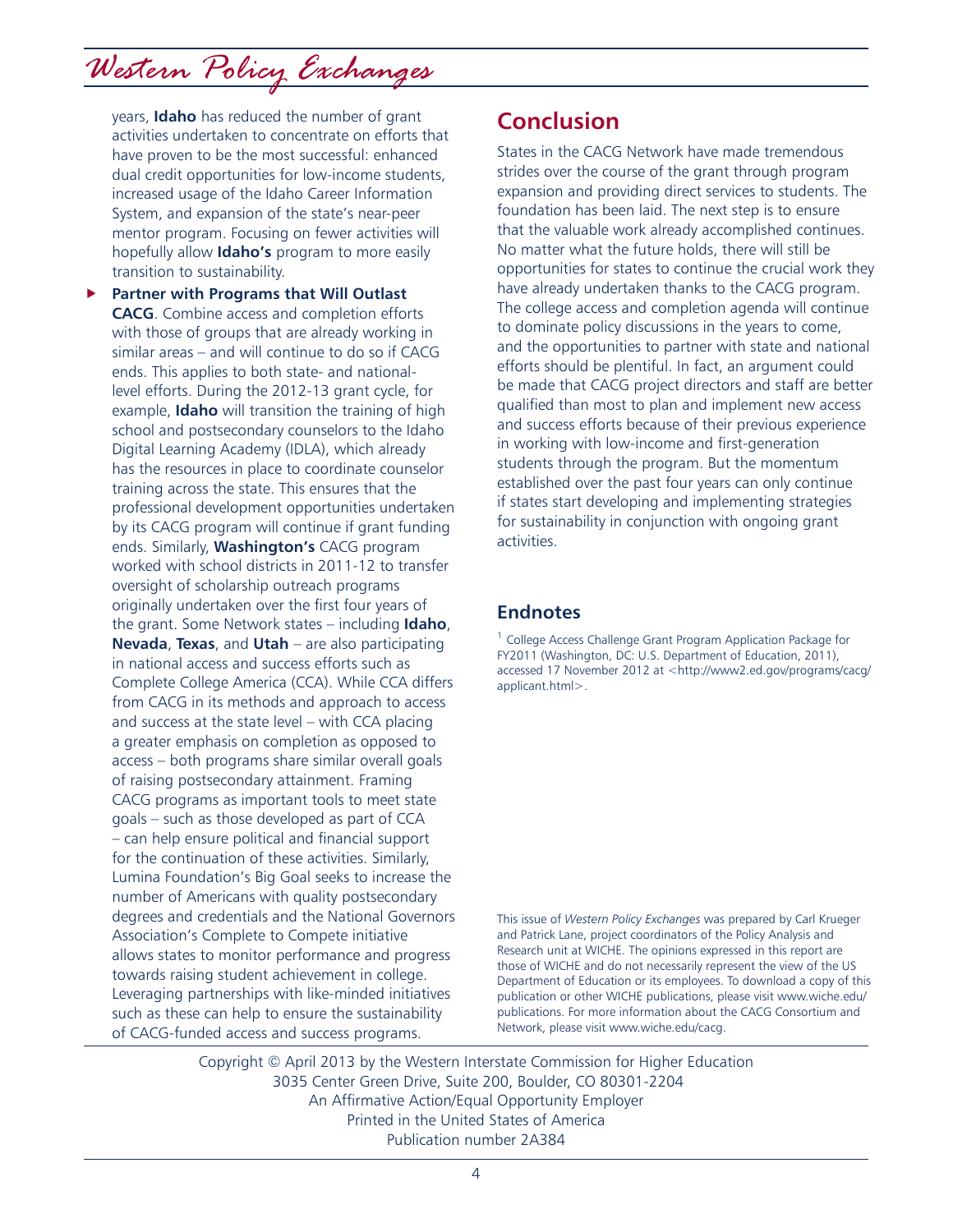years, **Idaho** has reduced the number of grant activities undertaken to concentrate on efforts that have proven to be the most successful: enhanced dual credit opportunities for low-income students, increased usage of the Idaho Career Information System, and expansion of the state's near-peer mentor program. Focusing on fewer activities will hopefully allow **Idaho's** program to more easily transition to sustainability.

- **Partner with Programs that Will Outlast CACG**. Combine access and completion efforts with those of groups that are already working in similar areas – and will continue to do so if CACG ends. This applies to both state- and national-level efforts. During the 2012-13 grant cycle, for example, **Idaho** will transition the training of high school and postsecondary counselors to the Idaho Digital Learning Academy (IDLA), which already has the resources in place to coordinate counselor training across the state. This ensures that the professional development opportunities undertaken by its CACG program will continue if grant funding ends. Similarly, **Washington's** CACG program worked with school districts in 2011-12 to transfer oversight of scholarship outreach programs originally undertaken over the first four years of the grant. Some Network states – including **Idaho**, **Nevada**, **Texas**, and **Utah** – are also participating in national access and success efforts such as Complete College America (CCA). While CCA differs from CACG in its methods and approach to access and success at the state level – with CCA placing a greater emphasis on completion as opposed to access – both programs share similar overall goals of raising postsecondary attainment. Framing CACG programs as important tools to meet state goals – such as those developed as part of CCA – can help ensure political and financial support for the continuation of these activities. Similarly, Lumina Foundation's Big Goal seeks to increase the number of Americans with quality postsecondary degrees and credentials and the National Governors Association's Complete to Compete initiative allows states to monitor performance and progress towards raising student achievement in college. Leveraging partnerships with like-minded initiatives such as these can help to ensure the sustainability of CACG-funded access and success programs.

## Conclusion

States in the CACG Network have made tremendous strides over the course of the grant through program expansion and providing direct services to students. The foundation has been laid. The next step is to ensure that the valuable work already accomplished continues. No matter what the future holds, there will still be opportunities for states to continue the crucial work they have already undertaken thanks to the CACG program. The college access and completion agenda will continue to dominate policy discussions in the years to come, and the opportunities to partner with state and national efforts should be plentiful. In fact, an argument could be made that CACG project directors and staff are better qualified than most to plan and implement new access and success efforts because of their previous experience in working with low-income and first-generation students through the program. But the momentum established over the past four years can only continue if states start developing and implementing strategies for sustainability in conjunction with ongoing grant activities.

### Endnotes

[1] College Access Challenge Grant Program Application Package for FY2011 (Washington, DC: U.S. Department of Education, 2011), accessed 17 November 2012 at <http://www2.ed.gov/programs/cacg/applicant.html>.

This issue of *Western Policy Exchanges* was prepared by Carl Krueger and Patrick Lane, project coordinators of the Policy Analysis and Research unit at WICHE. The opinions expressed in this report are those of WICHE and do not necessarily represent the view of the US Department of Education or its employees. To download a copy of this publication or other WICHE publications, please visit www.wiche.edu/publications. For more information about the CACG Consortium and Network, please visit www.wiche.edu/cacg.

Copyright © April 2013 by the Western Interstate Commission for Higher Education
3035 Center Green Drive, Suite 200, Boulder, CO 80301-2204
An Affirmative Action/Equal Opportunity Employer
Printed in the United States of America
Publication number 2A384